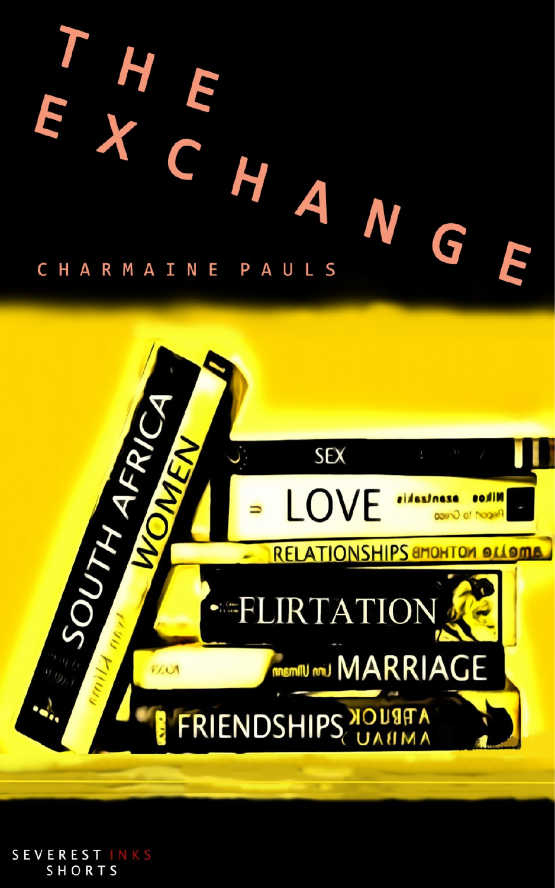# THE EXCHANGE

CHARMAINE PAULS

SEVEREST INKS SHORTS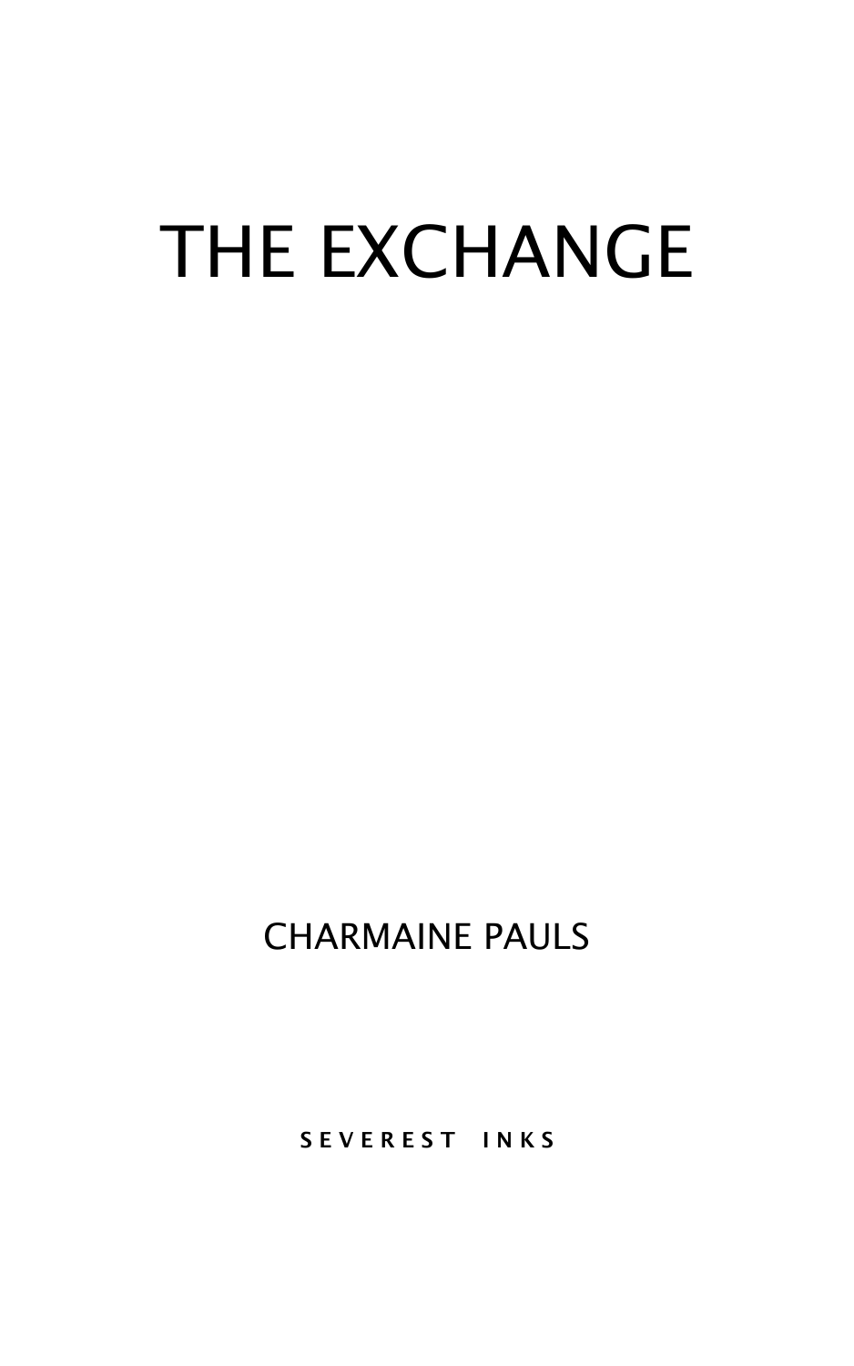# THE EXCHANGE

CHARMAINE PAULS

SEVEREST INKS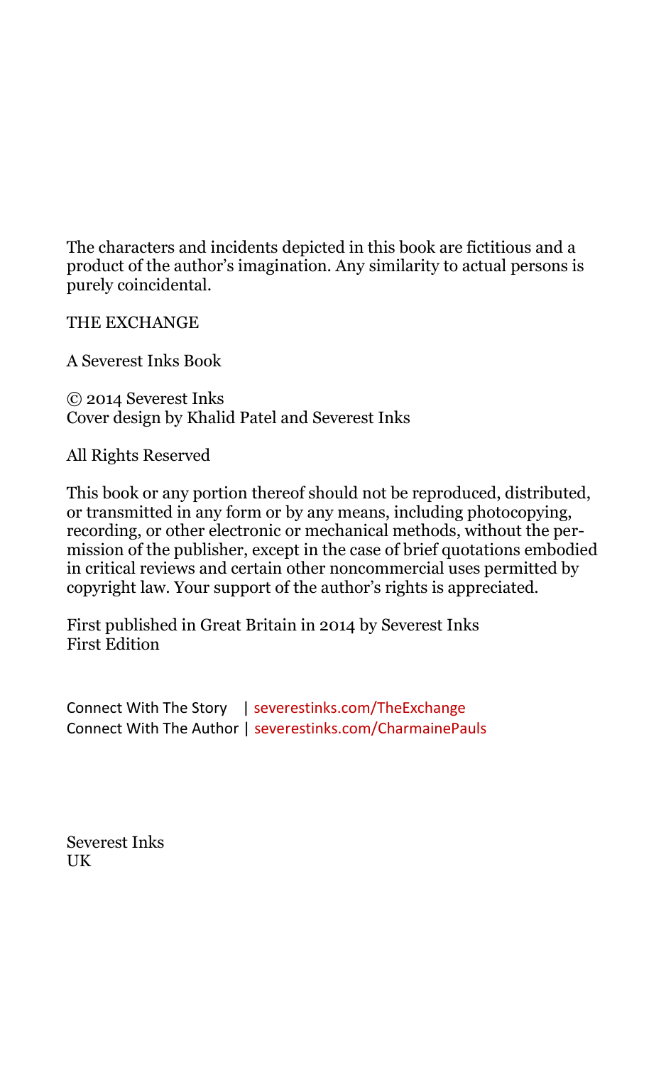The characters and incidents depicted in this book are fictitious and a product of the author's imagination. Any similarity to actual persons is purely coincidental.

THE EXCHANGE

A Severest Inks Book

© 2014 Severest Inks  
Cover design by Khalid Patel and Severest Inks

All Rights Reserved

This book or any portion thereof should not be reproduced, distributed, or transmitted in any form or by any means, including photocopying, recording, or other electronic or mechanical methods, without the permission of the publisher, except in the case of brief quotations embodied in critical reviews and certain other noncommercial uses permitted by copyright law. Your support of the author's rights is appreciated.

First published in Great Britain in 2014 by Severest Inks  
First Edition

Connect With The Story | severestinks.com/TheExchange  
Connect With The Author | severestinks.com/CharmainePauls

Severest Inks  
UK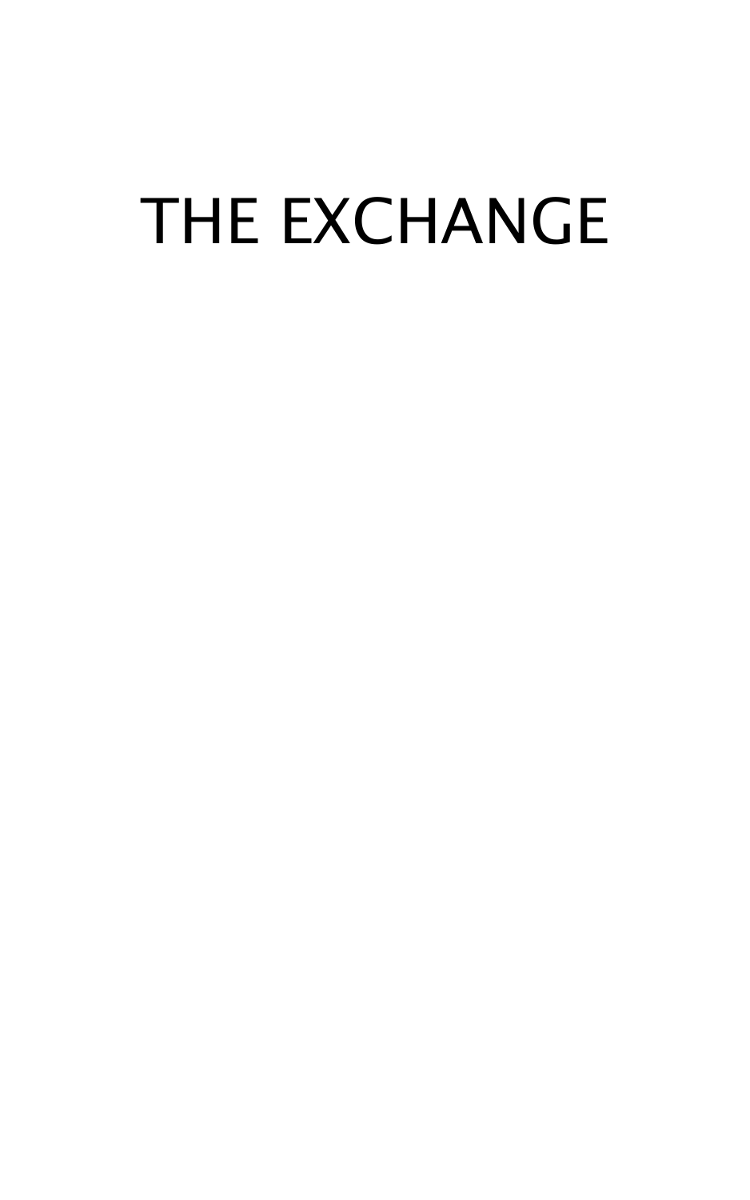# THE EXCHANGE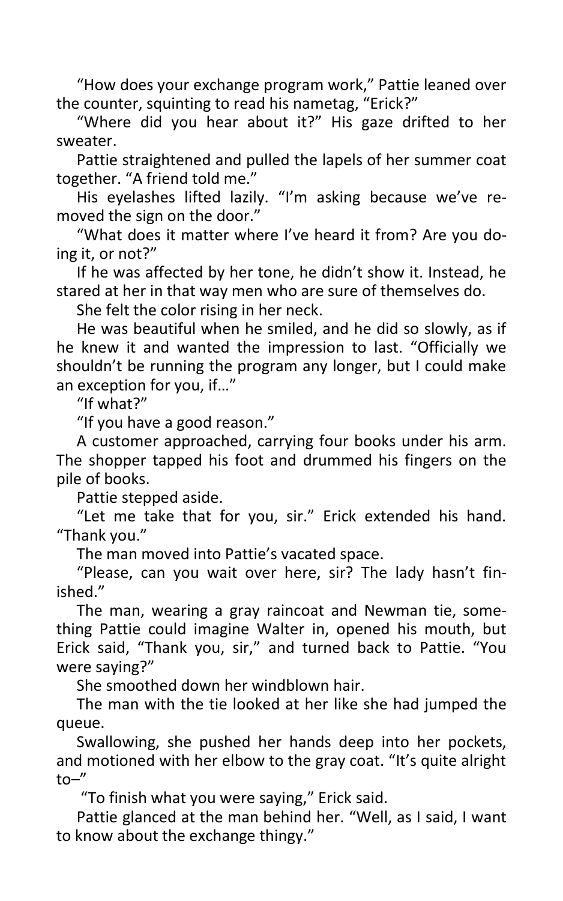"How does your exchange program work," Pattie leaned over the counter, squinting to read his nametag, "Erick?"

"Where did you hear about it?" His gaze drifted to her sweater.

Pattie straightened and pulled the lapels of her summer coat together. "A friend told me."

His eyelashes lifted lazily. "I'm asking because we've removed the sign on the door."

"What does it matter where I've heard it from? Are you doing it, or not?"

If he was affected by her tone, he didn't show it. Instead, he stared at her in that way men who are sure of themselves do.

She felt the color rising in her neck.

He was beautiful when he smiled, and he did so slowly, as if he knew it and wanted the impression to last. "Officially we shouldn't be running the program any longer, but I could make an exception for you, if…"

"If what?"

"If you have a good reason."

A customer approached, carrying four books under his arm. The shopper tapped his foot and drummed his fingers on the pile of books.

Pattie stepped aside.

"Let me take that for you, sir." Erick extended his hand. "Thank you."

The man moved into Pattie's vacated space.

"Please, can you wait over here, sir? The lady hasn't finished."

The man, wearing a gray raincoat and Newman tie, something Pattie could imagine Walter in, opened his mouth, but Erick said, "Thank you, sir," and turned back to Pattie. "You were saying?"

She smoothed down her windblown hair.

The man with the tie looked at her like she had jumped the queue.

Swallowing, she pushed her hands deep into her pockets, and motioned with her elbow to the gray coat. "It's quite alright to–"

"To finish what you were saying," Erick said.

Pattie glanced at the man behind her. "Well, as I said, I want to know about the exchange thingy."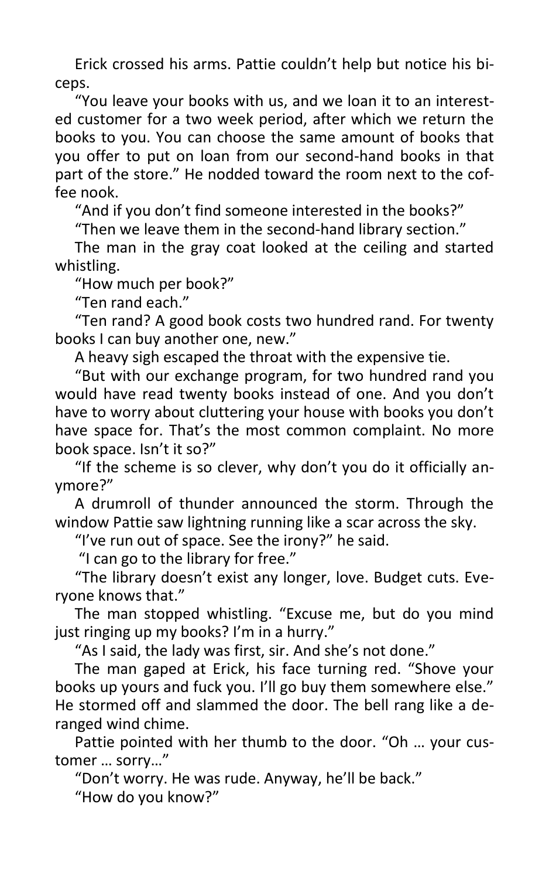Erick crossed his arms. Pattie couldn't help but notice his biceps.

"You leave your books with us, and we loan it to an interested customer for a two week period, after which we return the books to you. You can choose the same amount of books that you offer to put on loan from our second-hand books in that part of the store." He nodded toward the room next to the coffee nook.

"And if you don't find someone interested in the books?"

"Then we leave them in the second-hand library section."

The man in the gray coat looked at the ceiling and started whistling.

"How much per book?"

"Ten rand each."

"Ten rand? A good book costs two hundred rand. For twenty books I can buy another one, new."

A heavy sigh escaped the throat with the expensive tie.

"But with our exchange program, for two hundred rand you would have read twenty books instead of one. And you don't have to worry about cluttering your house with books you don't have space for. That's the most common complaint. No more book space. Isn't it so?"

"If the scheme is so clever, why don't you do it officially anymore?"

A drumroll of thunder announced the storm. Through the window Pattie saw lightning running like a scar across the sky.

"I've run out of space. See the irony?" he said.

"I can go to the library for free."

"The library doesn't exist any longer, love. Budget cuts. Everyone knows that."

The man stopped whistling. "Excuse me, but do you mind just ringing up my books? I'm in a hurry."

"As I said, the lady was first, sir. And she's not done."

The man gaped at Erick, his face turning red. "Shove your books up yours and fuck you. I'll go buy them somewhere else." He stormed off and slammed the door. The bell rang like a deranged wind chime.

Pattie pointed with her thumb to the door. "Oh … your customer … sorry…"

"Don't worry. He was rude. Anyway, he'll be back."

"How do you know?"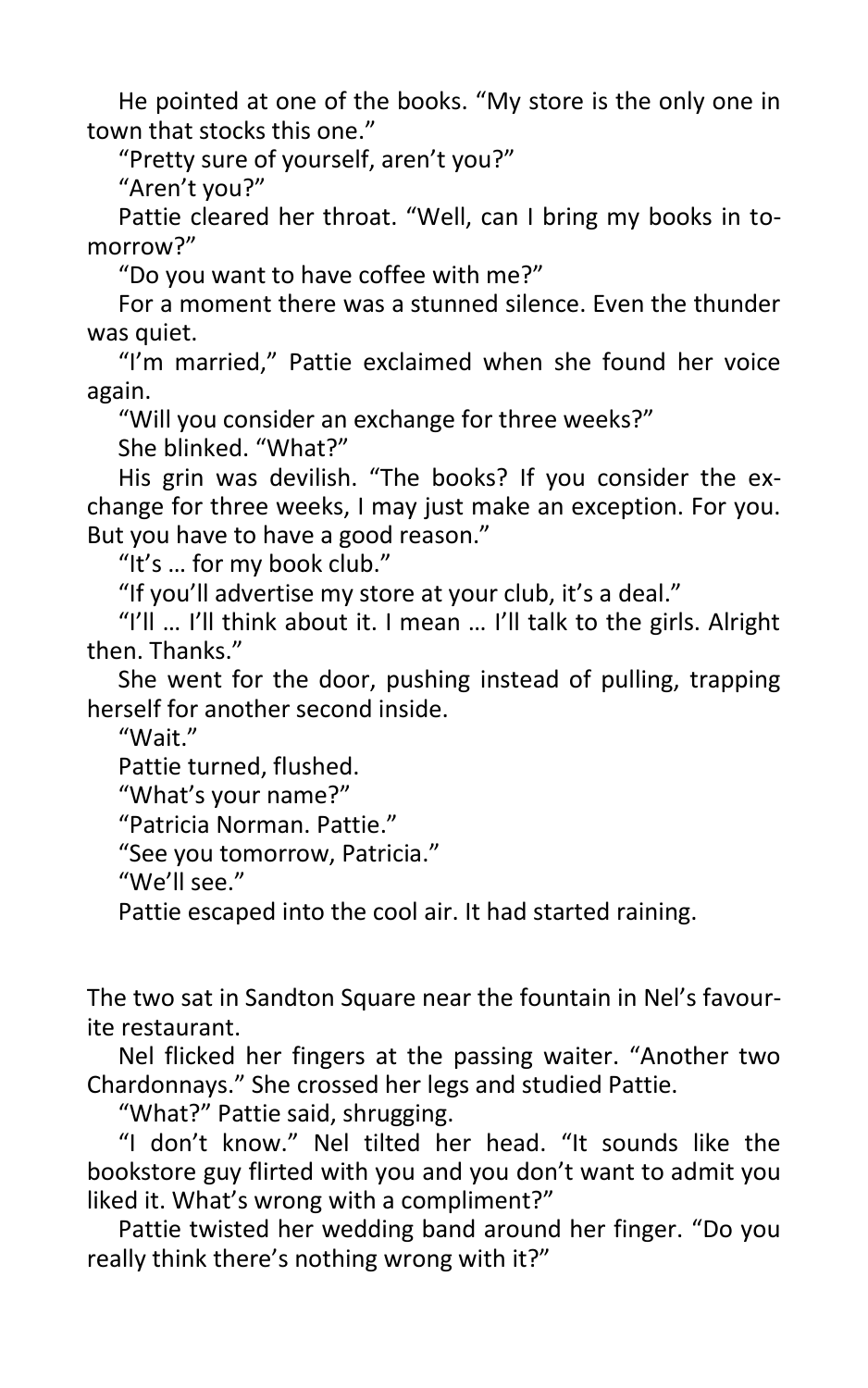He pointed at one of the books. "My store is the only one in town that stocks this one."

"Pretty sure of yourself, aren't you?"

"Aren't you?"

Pattie cleared her throat. "Well, can I bring my books in tomorrow?"

"Do you want to have coffee with me?"

For a moment there was a stunned silence. Even the thunder was quiet.

"I'm married," Pattie exclaimed when she found her voice again.

"Will you consider an exchange for three weeks?"

She blinked. "What?"

His grin was devilish. "The books? If you consider the exchange for three weeks, I may just make an exception. For you. But you have to have a good reason."

"It's … for my book club."

"If you'll advertise my store at your club, it's a deal."

"I'll … I'll think about it. I mean … I'll talk to the girls. Alright then. Thanks."

She went for the door, pushing instead of pulling, trapping herself for another second inside.

"Wait."

Pattie turned, flushed.

"What's your name?"

"Patricia Norman. Pattie."

"See you tomorrow, Patricia."

"We'll see."

Pattie escaped into the cool air. It had started raining.

The two sat in Sandton Square near the fountain in Nel's favourite restaurant.

Nel flicked her fingers at the passing waiter. "Another two Chardonnays." She crossed her legs and studied Pattie.

"What?" Pattie said, shrugging.

"I don't know." Nel tilted her head. "It sounds like the bookstore guy flirted with you and you don't want to admit you liked it. What's wrong with a compliment?"

Pattie twisted her wedding band around her finger. "Do you really think there's nothing wrong with it?"